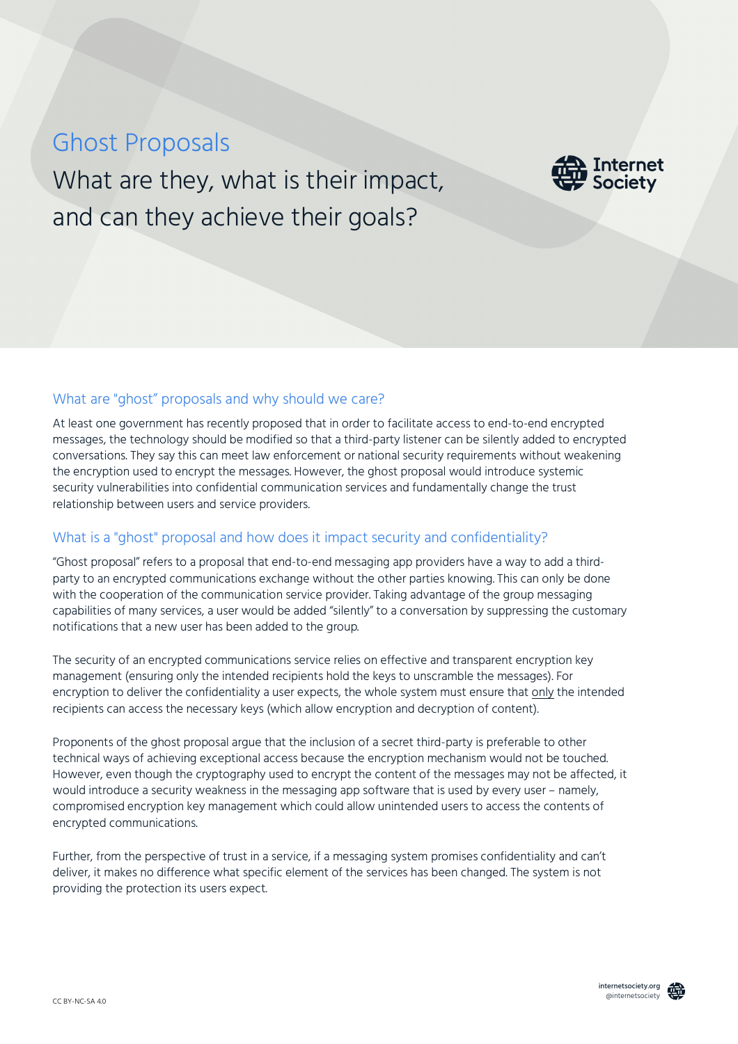# Ghost Proposals

## What are they, what is their impact, and can they achieve their goals?

### What are "ghost" proposals and why should we care?

At least one government has recently proposed that in order to facilitate access to end-to-end encrypted messages, the technology should be modified so that a third-party listener can be silently added to encrypted conversations. They say this can meet law enforcement or national security requirements without weakening the encryption used to encrypt the messages. However, the ghost proposal would introduce systemic security vulnerabilities into confidential communication services and fundamentally change the trust relationship between users and service providers.

### What is a "ghost" proposal and how does it impact security and confidentiality?

"Ghost proposal" refers to a proposal that end-to-end messaging app providers have a way to add a third-party to an encrypted communications exchange without the other parties knowing. This can only be done with the cooperation of the communication service provider. Taking advantage of the group messaging capabilities of many services, a user would be added "silently" to a conversation by suppressing the customary notifications that a new user has been added to the group.

The security of an encrypted communications service relies on effective and transparent encryption key management (ensuring only the intended recipients hold the keys to unscramble the messages). For encryption to deliver the confidentiality a user expects, the whole system must ensure that only the intended recipients can access the necessary keys (which allow encryption and decryption of content).

Proponents of the ghost proposal argue that the inclusion of a secret third-party is preferable to other technical ways of achieving exceptional access because the encryption mechanism would not be touched. However, even though the cryptography used to encrypt the content of the messages may not be affected, it would introduce a security weakness in the messaging app software that is used by every user – namely, compromised encryption key management which could allow unintended users to access the contents of encrypted communications.

Further, from the perspective of trust in a service, if a messaging system promises confidentiality and can't deliver, it makes no difference what specific element of the services has been changed. The system is not providing the protection its users expect.

CC BY-NC-SA 4.0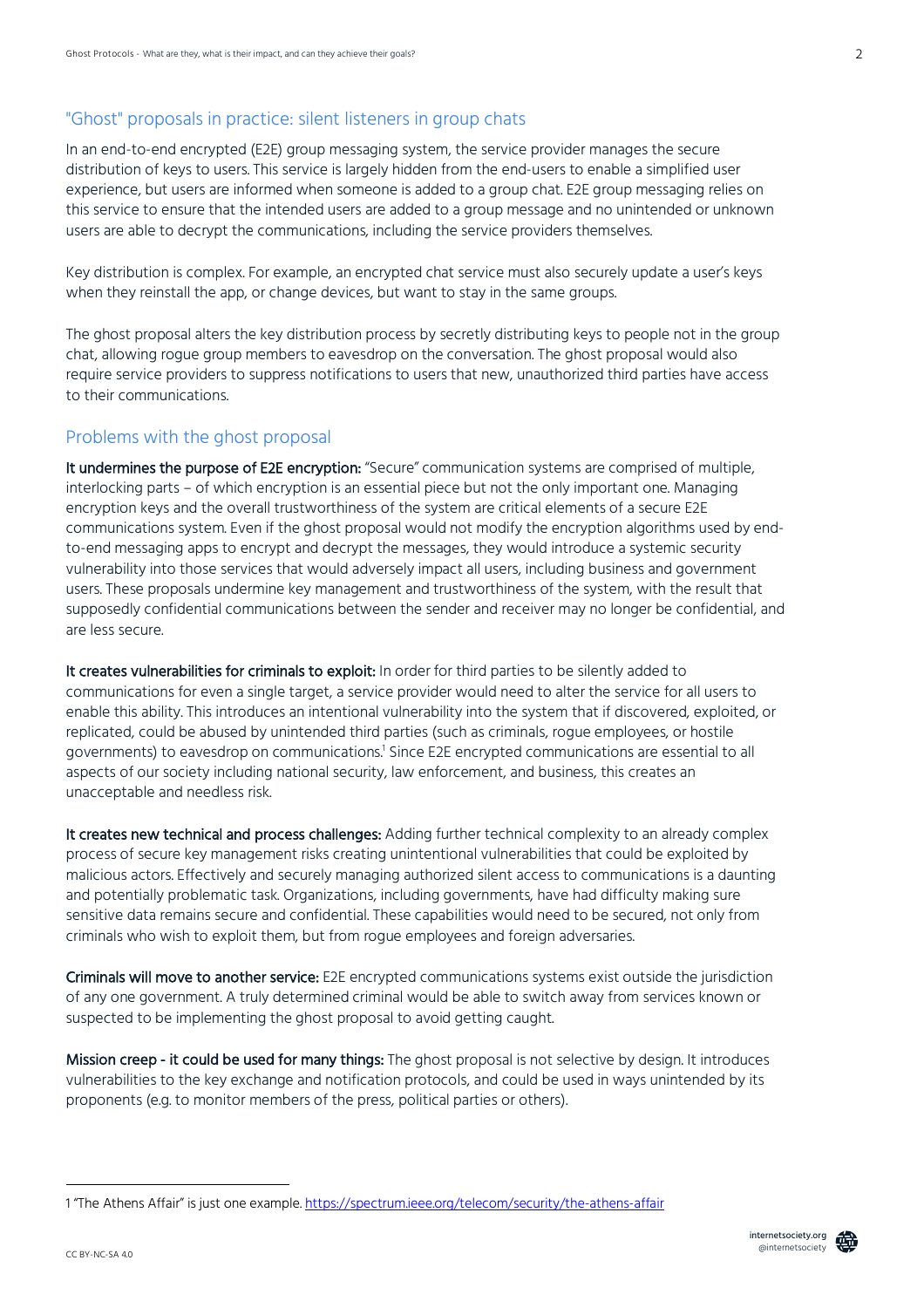## "Ghost" proposals in practice: silent listeners in group chats

In an end-to-end encrypted (E2E) group messaging system, the service provider manages the secure distribution of keys to users. This service is largely hidden from the end-users to enable a simplified user experience, but users are informed when someone is added to a group chat. E2E group messaging relies on this service to ensure that the intended users are added to a group message and no unintended or unknown users are able to decrypt the communications, including the service providers themselves.

Key distribution is complex. For example, an encrypted chat service must also securely update a user's keys when they reinstall the app, or change devices, but want to stay in the same groups.

The ghost proposal alters the key distribution process by secretly distributing keys to people not in the group chat, allowing rogue group members to eavesdrop on the conversation. The ghost proposal would also require service providers to suppress notifications to users that new, unauthorized third parties have access to their communications.

## Problems with the ghost proposal

**It undermines the purpose of E2E encryption:** "Secure" communication systems are comprised of multiple, interlocking parts – of which encryption is an essential piece but not the only important one. Managing encryption keys and the overall trustworthiness of the system are critical elements of a secure E2E communications system. Even if the ghost proposal would not modify the encryption algorithms used by end-to-end messaging apps to encrypt and decrypt the messages, they would introduce a systemic security vulnerability into those services that would adversely impact all users, including business and government users. These proposals undermine key management and trustworthiness of the system, with the result that supposedly confidential communications between the sender and receiver may no longer be confidential, and are less secure.

**It creates vulnerabilities for criminals to exploit:** In order for third parties to be silently added to communications for even a single target, a service provider would need to alter the service for all users to enable this ability. This introduces an intentional vulnerability into the system that if discovered, exploited, or replicated, could be abused by unintended third parties (such as criminals, rogue employees, or hostile governments) to eavesdrop on communications.[1] Since E2E encrypted communications are essential to all aspects of our society including national security, law enforcement, and business, this creates an unacceptable and needless risk.

**It creates new technical and process challenges:** Adding further technical complexity to an already complex process of secure key management risks creating unintentional vulnerabilities that could be exploited by malicious actors. Effectively and securely managing authorized silent access to communications is a daunting and potentially problematic task. Organizations, including governments, have had difficulty making sure sensitive data remains secure and confidential. These capabilities would need to be secured, not only from criminals who wish to exploit them, but from rogue employees and foreign adversaries.

**Criminals will move to another service:** E2E encrypted communications systems exist outside the jurisdiction of any one government. A truly determined criminal would be able to switch away from services known or suspected to be implementing the ghost proposal to avoid getting caught.

**Mission creep - it could be used for many things:** The ghost proposal is not selective by design. It introduces vulnerabilities to the key exchange and notification protocols, and could be used in ways unintended by its proponents (e.g. to monitor members of the press, political parties or others).

---

1 "The Athens Affair" is just one example. https://spectrum.ieee.org/telecom/security/the-athens-affair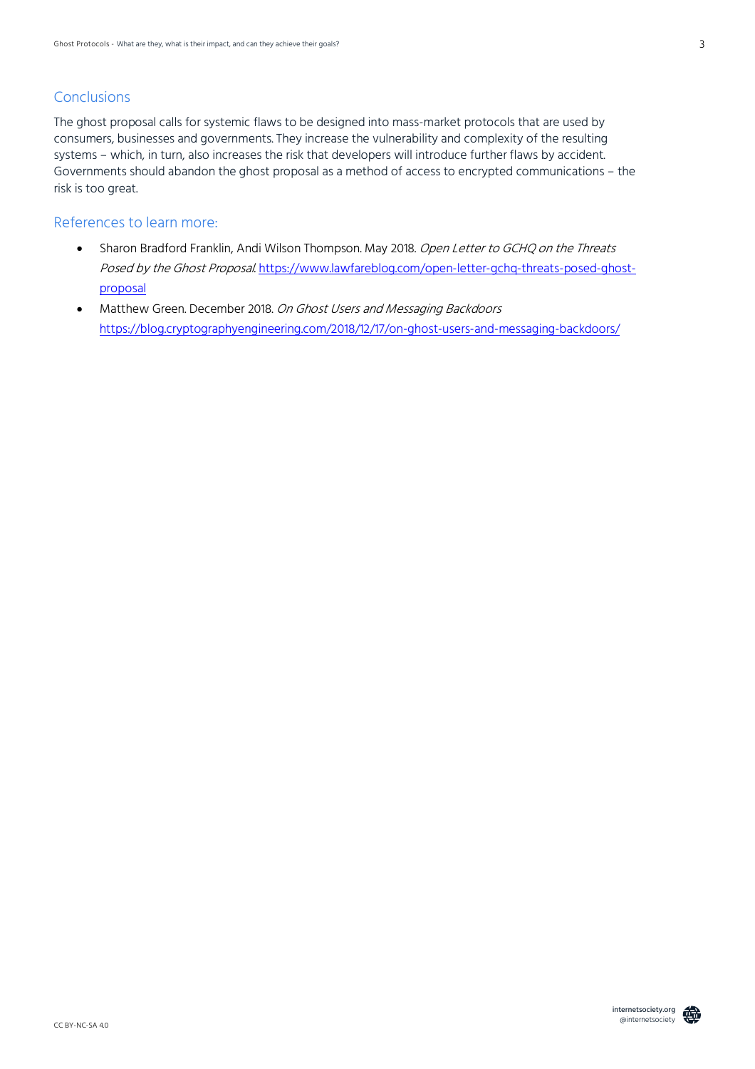## Conclusions

The ghost proposal calls for systemic flaws to be designed into mass-market protocols that are used by consumers, businesses and governments. They increase the vulnerability and complexity of the resulting systems – which, in turn, also increases the risk that developers will introduce further flaws by accident. Governments should abandon the ghost proposal as a method of access to encrypted communications – the risk is too great.

## References to learn more:

- Sharon Bradford Franklin, Andi Wilson Thompson. May 2018. *Open Letter to GCHQ on the Threats Posed by the Ghost Proposal.* https://www.lawfareblog.com/open-letter-gchq-threats-posed-ghost-proposal
- Matthew Green. December 2018. *On Ghost Users and Messaging Backdoors* https://blog.cryptographyengineering.com/2018/12/17/on-ghost-users-and-messaging-backdoors/

CC BY-NC-SA 4.0

internetsociety.org
@internetsociety